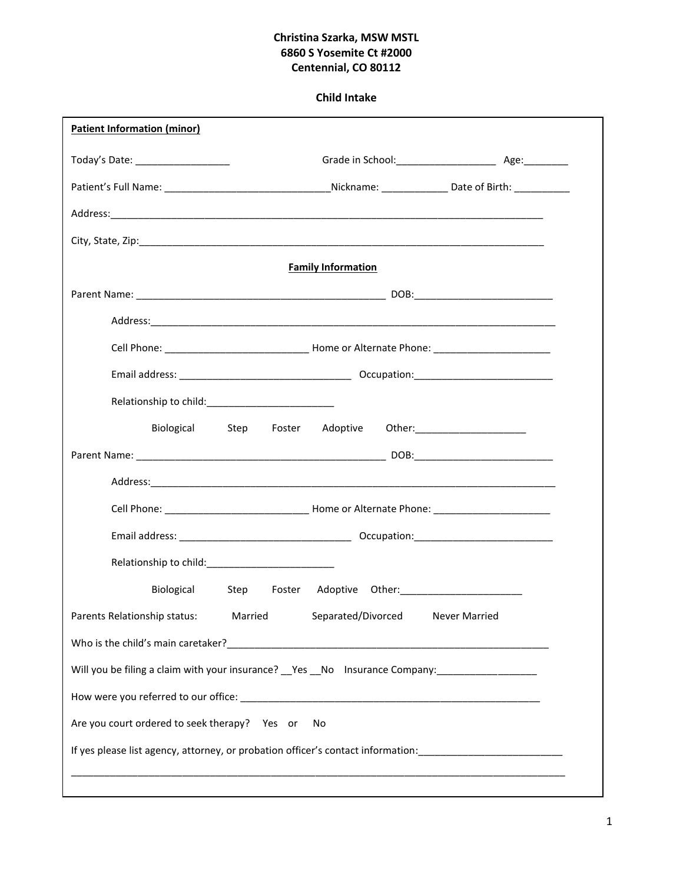**Christina Szarka, MSW MSTL**
**6860 S Yosemite Ct #2000**
**Centennial, CO 80112**

**Child Intake**

**Patient Information (minor)**

Today's Date: _________________ Grade in School:__________________ Age:________

Patient's Full Name: ______________________________Nickname: ____________ Date of Birth: __________

Address:_____________________________________________________________________________

City, State, Zip:_______________________________________________________________________

**Family Information**

Parent Name: _____________________________________________ DOB:_________________________

Address:_________________________________________________________________________

Cell Phone: __________________________ Home or Alternate Phone: _____________________

Email address: _______________________________ Occupation:_________________________

Relationship to child:_______________________

Biological Step Foster Adoptive Other:____________________

Parent Name: _____________________________________________ DOB:_________________________

Address:_________________________________________________________________________

Cell Phone: __________________________ Home or Alternate Phone: _____________________

Email address: _______________________________ Occupation:_________________________

Relationship to child:_______________________

Biological Step Foster Adoptive Other:______________________

Parents Relationship status: Married Separated/Divorced Never Married

Who is the child's main caretaker?__________________________________________________________

Will you be filing a claim with your insurance? __Yes __No Insurance Company:__________________

How were you referred to our office: ________________________________________________________

Are you court ordered to seek therapy? Yes or No

If yes please list agency, attorney, or probation officer's contact information:__________________________

_________________________________________________________________________________________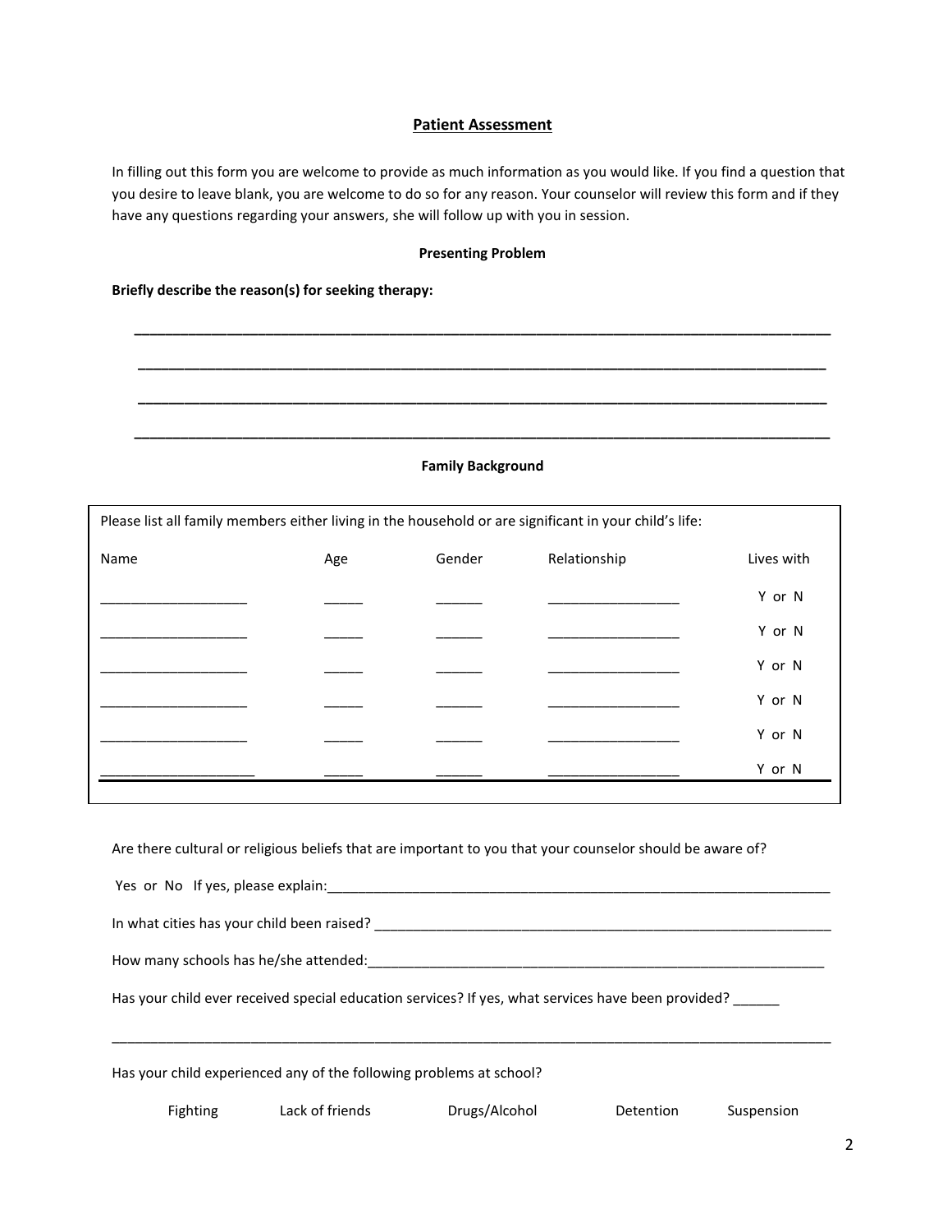## Patient Assessment

In filling out this form you are welcome to provide as much information as you would like. If you find a question that you desire to leave blank, you are welcome to do so for any reason. Your counselor will review this form and if they have any questions regarding your answers, she will follow up with you in session.

### Presenting Problem

**Briefly describe the reason(s) for seeking therapy:**

______________________________________________________________________________________

______________________________________________________________________________________

______________________________________________________________________________________

______________________________________________________________________________________

### Family Background

Please list all family members either living in the household or are significant in your child's life:

| Name | Age | Gender | Relationship | Lives with |
|---|---|---|---|---|
| ___________________ | _____ | ______ | _________________ | Y or N |
| ___________________ | _____ | ______ | _________________ | Y or N |
| ___________________ | _____ | ______ | _________________ | Y or N |
| ___________________ | _____ | ______ | _________________ | Y or N |
| ___________________ | _____ | ______ | _________________ | Y or N |
| ___________________ | _____ | ______ | _________________ | Y or N |

Are there cultural or religious beliefs that are important to you that your counselor should be aware of?

Yes or No If yes, please explain:_____________________________________________________________________

In what cities has your child been raised? ______________________________________________________________

How many schools has he/she attended:_______________________________________________________________

Has your child ever received special education services? If yes, what services have been provided? ______

______________________________________________________________________________________

Has your child experienced any of the following problems at school?

Fighting    Lack of friends    Drugs/Alcohol    Detention    Suspension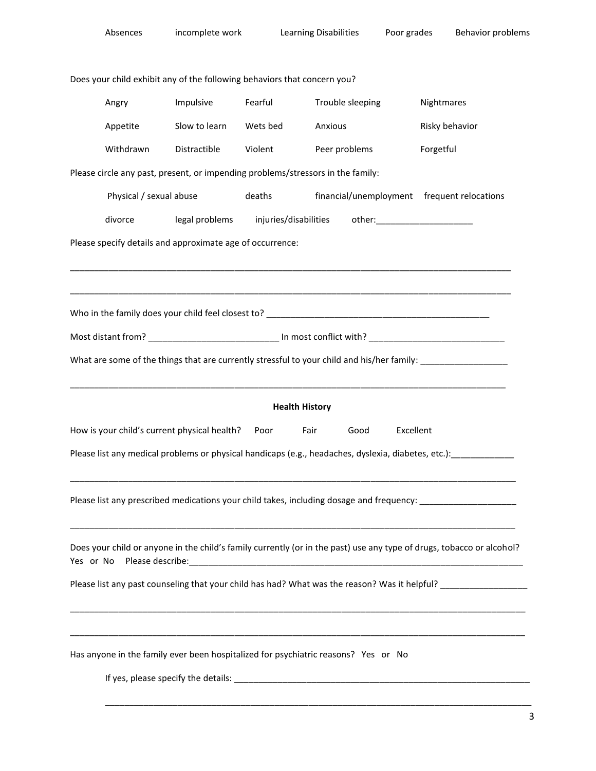Absences     incomplete work     Learning Disabilities     Poor grades     Behavior problems

Does your child exhibit any of the following behaviors that concern you?

| | | | | |
|---|---|---|---|---|
| Angry | Impulsive | Fearful | Trouble sleeping | Nightmares |
| Appetite | Slow to learn | Wets bed | Anxious | Risky behavior |
| Withdrawn | Distractible | Violent | Peer problems | Forgetful |

Please circle any past, present, or impending problems/stressors in the family:

Physical / sexual abuse     deaths     financial/unemployment     frequent relocations

divorce     legal problems     injuries/disabilities     other:____________________

Please specify details and approximate age of occurrence:

______________________________________________________________________________________________

______________________________________________________________________________________________

Who in the family does your child feel closest to? ________________________________________________

Most distant from? ___________________________ In most conflict with? ____________________________

What are some of the things that are currently stressful to your child and his/her family: __________________

______________________________________________________________________________________________

**Health History**

How is your child's current physical health?     Poor     Fair     Good     Excellent

Please list any medical problems or physical handicaps (e.g., headaches, dyslexia, diabetes, etc.):_____________

______________________________________________________________________________________________

Please list any prescribed medications your child takes, including dosage and frequency: ____________________

______________________________________________________________________________________________

Does your child or anyone in the child's family currently (or in the past) use any type of drugs, tobacco or alcohol? Yes or No     Please describe:______________________________________________________________________

Please list any past counseling that your child has had? What was the reason? Was it helpful? __________________

______________________________________________________________________________________________

______________________________________________________________________________________________

Has anyone in the family ever been hospitalized for psychiatric reasons?   Yes   or   No

If yes, please specify the details: ______________________________________________________________

______________________________________________________________________________________________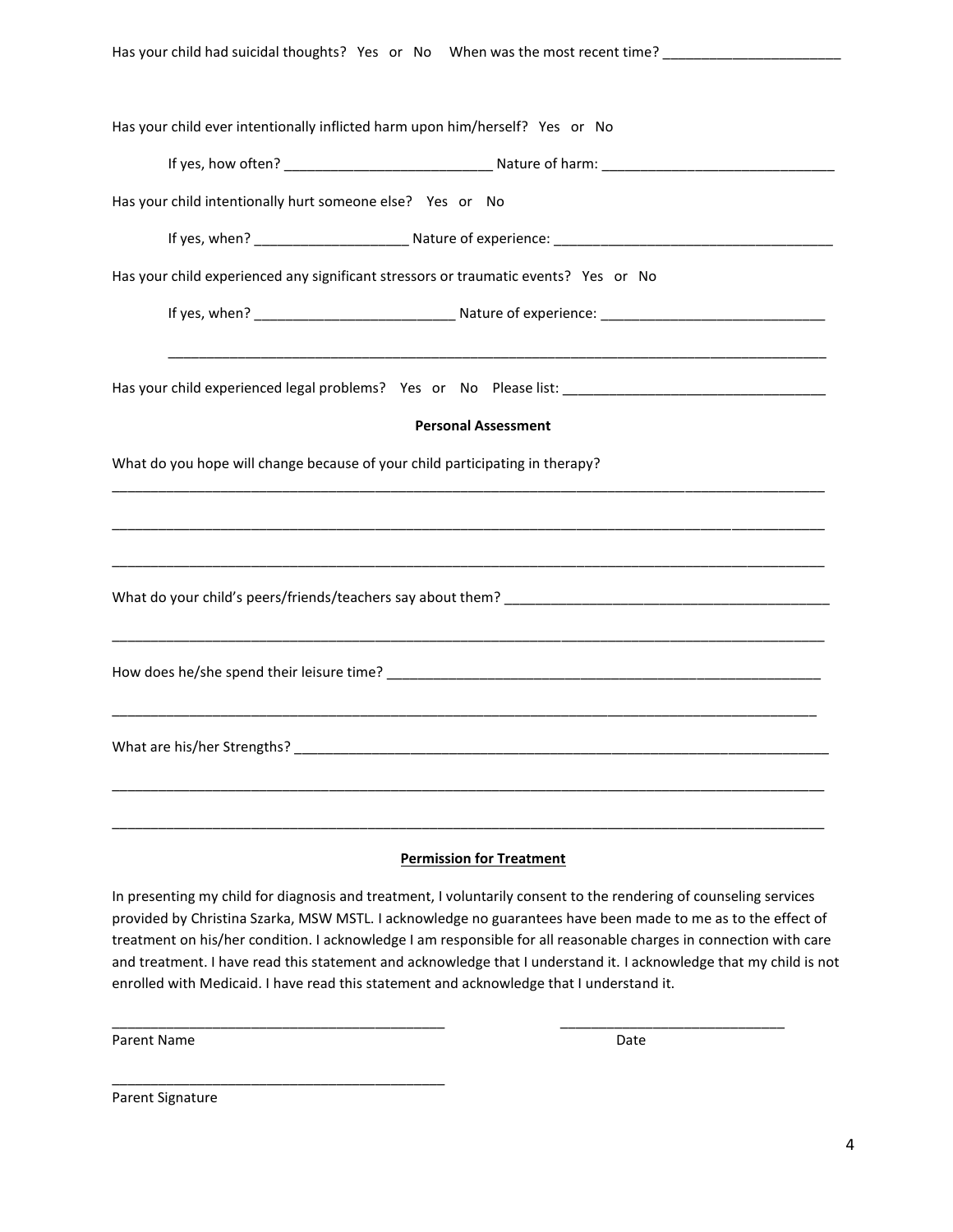Has your child had suicidal thoughts? Yes or No When was the most recent time? _______________________

Has your child ever intentionally inflicted harm upon him/herself? Yes or No

If yes, how often? __________________________ Nature of harm: ______________________________

Has your child intentionally hurt someone else? Yes or No

If yes, when? ____________________ Nature of experience: _____________________________________

Has your child experienced any significant stressors or traumatic events? Yes or No

If yes, when? _________________________ Nature of experience: _____________________________

_________________________________________________________________________________________

Has your child experienced legal problems? Yes or No Please list: __________________________________

**Personal Assessment**

What do you hope will change because of your child participating in therapy?

_________________________________________________________________________________________

_________________________________________________________________________________________

_________________________________________________________________________________________

What do your child's peers/friends/teachers say about them? __________________________________________

_________________________________________________________________________________________

How does he/she spend their leisure time? ___________________________________________________

_________________________________________________________________________________________

What are his/her Strengths? _______________________________________________________________

_________________________________________________________________________________________

_________________________________________________________________________________________

**Permission for Treatment**

In presenting my child for diagnosis and treatment, I voluntarily consent to the rendering of counseling services provided by Christina Szarka, MSW MSTL. I acknowledge no guarantees have been made to me as to the effect of treatment on his/her condition. I acknowledge I am responsible for all reasonable charges in connection with care and treatment. I have read this statement and acknowledge that I understand it. I acknowledge that my child is not enrolled with Medicaid. I have read this statement and acknowledge that I understand it.

___________________________________________ _____________________________

Parent Name Date

___________________________________________

Parent Signature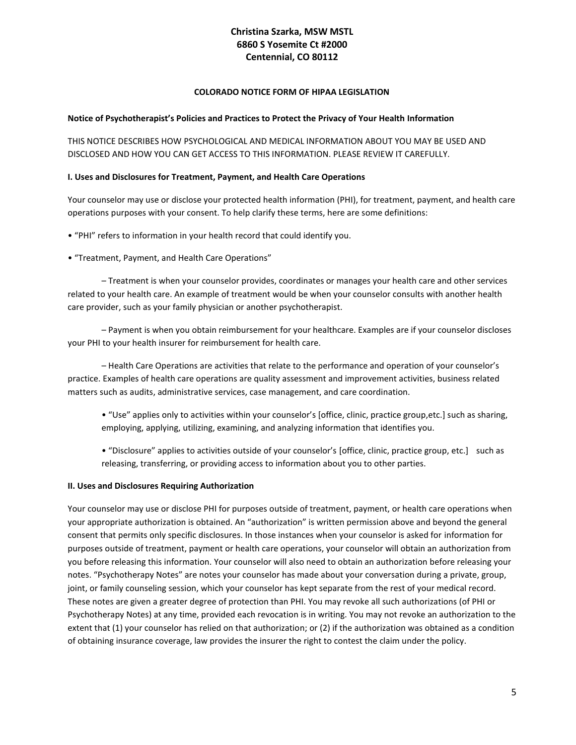**Christina Szarka, MSW MSTL**
**6860 S Yosemite Ct #2000**
**Centennial, CO 80112**

**COLORADO NOTICE FORM OF HIPAA LEGISLATION**

**Notice of Psychotherapist's Policies and Practices to Protect the Privacy of Your Health Information**

THIS NOTICE DESCRIBES HOW PSYCHOLOGICAL AND MEDICAL INFORMATION ABOUT YOU MAY BE USED AND DISCLOSED AND HOW YOU CAN GET ACCESS TO THIS INFORMATION. PLEASE REVIEW IT CAREFULLY.

**I. Uses and Disclosures for Treatment, Payment, and Health Care Operations**

Your counselor may use or disclose your protected health information (PHI), for treatment, payment, and health care operations purposes with your consent. To help clarify these terms, here are some definitions:

• "PHI" refers to information in your health record that could identify you.

• "Treatment, Payment, and Health Care Operations"

– Treatment is when your counselor provides, coordinates or manages your health care and other services related to your health care. An example of treatment would be when your counselor consults with another health care provider, such as your family physician or another psychotherapist.

– Payment is when you obtain reimbursement for your healthcare. Examples are if your counselor discloses your PHI to your health insurer for reimbursement for health care.

– Health Care Operations are activities that relate to the performance and operation of your counselor's practice. Examples of health care operations are quality assessment and improvement activities, business related matters such as audits, administrative services, case management, and care coordination.

• "Use" applies only to activities within your counselor's [office, clinic, practice group,etc.] such as sharing, employing, applying, utilizing, examining, and analyzing information that identifies you.

• "Disclosure" applies to activities outside of your counselor's [office, clinic, practice group, etc.] such as releasing, transferring, or providing access to information about you to other parties.

**II. Uses and Disclosures Requiring Authorization**

Your counselor may use or disclose PHI for purposes outside of treatment, payment, or health care operations when your appropriate authorization is obtained. An "authorization" is written permission above and beyond the general consent that permits only specific disclosures. In those instances when your counselor is asked for information for purposes outside of treatment, payment or health care operations, your counselor will obtain an authorization from you before releasing this information. Your counselor will also need to obtain an authorization before releasing your notes. "Psychotherapy Notes" are notes your counselor has made about your conversation during a private, group, joint, or family counseling session, which your counselor has kept separate from the rest of your medical record. These notes are given a greater degree of protection than PHI. You may revoke all such authorizations (of PHI or Psychotherapy Notes) at any time, provided each revocation is in writing. You may not revoke an authorization to the extent that (1) your counselor has relied on that authorization; or (2) if the authorization was obtained as a condition of obtaining insurance coverage, law provides the insurer the right to contest the claim under the policy.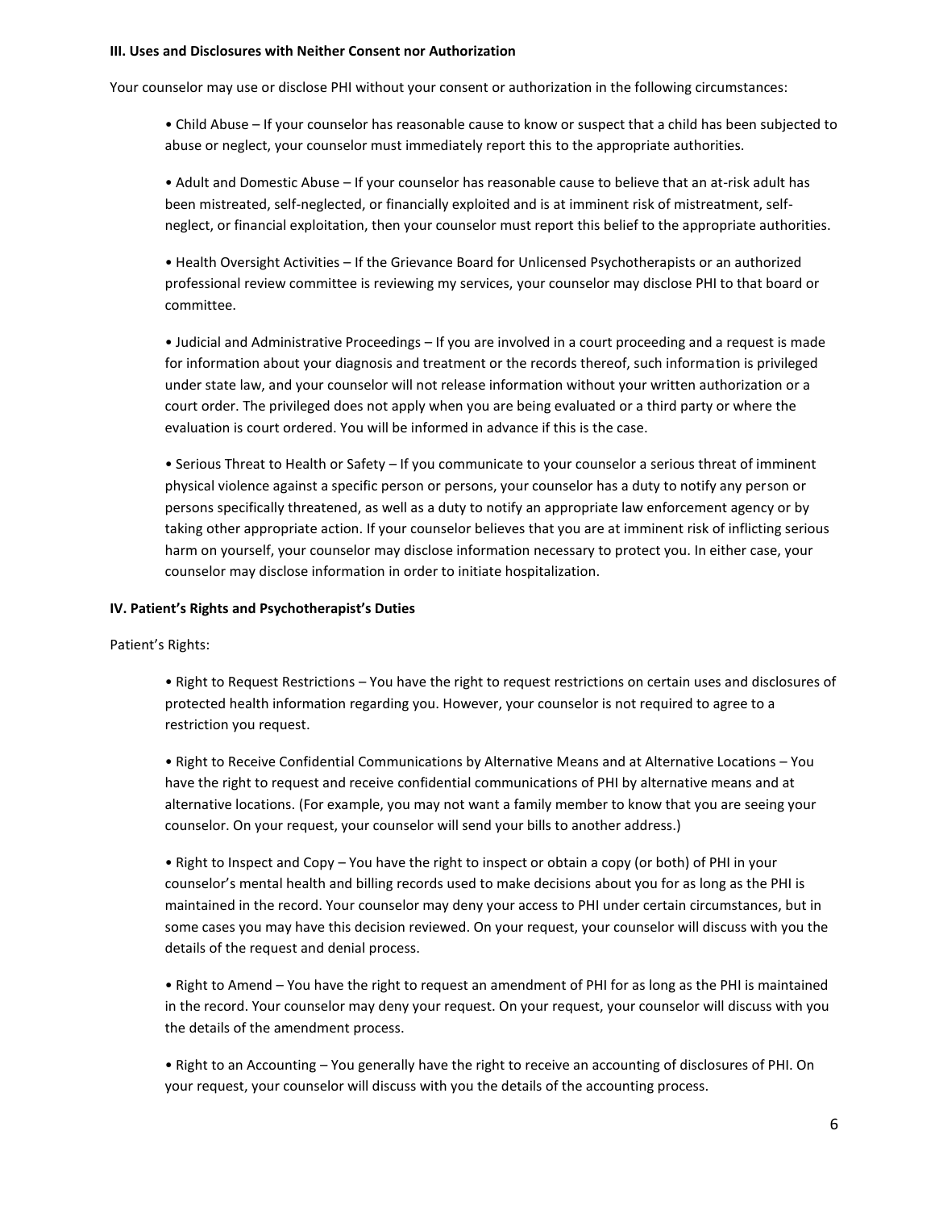**III. Uses and Disclosures with Neither Consent nor Authorization**

Your counselor may use or disclose PHI without your consent or authorization in the following circumstances:

- Child Abuse – If your counselor has reasonable cause to know or suspect that a child has been subjected to abuse or neglect, your counselor must immediately report this to the appropriate authorities.

- Adult and Domestic Abuse – If your counselor has reasonable cause to believe that an at-risk adult has been mistreated, self-neglected, or financially exploited and is at imminent risk of mistreatment, self-neglect, or financial exploitation, then your counselor must report this belief to the appropriate authorities.

- Health Oversight Activities – If the Grievance Board for Unlicensed Psychotherapists or an authorized professional review committee is reviewing my services, your counselor may disclose PHI to that board or committee.

- Judicial and Administrative Proceedings – If you are involved in a court proceeding and a request is made for information about your diagnosis and treatment or the records thereof, such information is privileged under state law, and your counselor will not release information without your written authorization or a court order. The privileged does not apply when you are being evaluated or a third party or where the evaluation is court ordered. You will be informed in advance if this is the case.

- Serious Threat to Health or Safety – If you communicate to your counselor a serious threat of imminent physical violence against a specific person or persons, your counselor has a duty to notify any person or persons specifically threatened, as well as a duty to notify an appropriate law enforcement agency or by taking other appropriate action. If your counselor believes that you are at imminent risk of inflicting serious harm on yourself, your counselor may disclose information necessary to protect you. In either case, your counselor may disclose information in order to initiate hospitalization.

**IV. Patient's Rights and Psychotherapist's Duties**

Patient's Rights:

- Right to Request Restrictions – You have the right to request restrictions on certain uses and disclosures of protected health information regarding you. However, your counselor is not required to agree to a restriction you request.

- Right to Receive Confidential Communications by Alternative Means and at Alternative Locations – You have the right to request and receive confidential communications of PHI by alternative means and at alternative locations. (For example, you may not want a family member to know that you are seeing your counselor. On your request, your counselor will send your bills to another address.)

- Right to Inspect and Copy – You have the right to inspect or obtain a copy (or both) of PHI in your counselor's mental health and billing records used to make decisions about you for as long as the PHI is maintained in the record. Your counselor may deny your access to PHI under certain circumstances, but in some cases you may have this decision reviewed. On your request, your counselor will discuss with you the details of the request and denial process.

- Right to Amend – You have the right to request an amendment of PHI for as long as the PHI is maintained in the record. Your counselor may deny your request. On your request, your counselor will discuss with you the details of the amendment process.

- Right to an Accounting – You generally have the right to receive an accounting of disclosures of PHI. On your request, your counselor will discuss with you the details of the accounting process.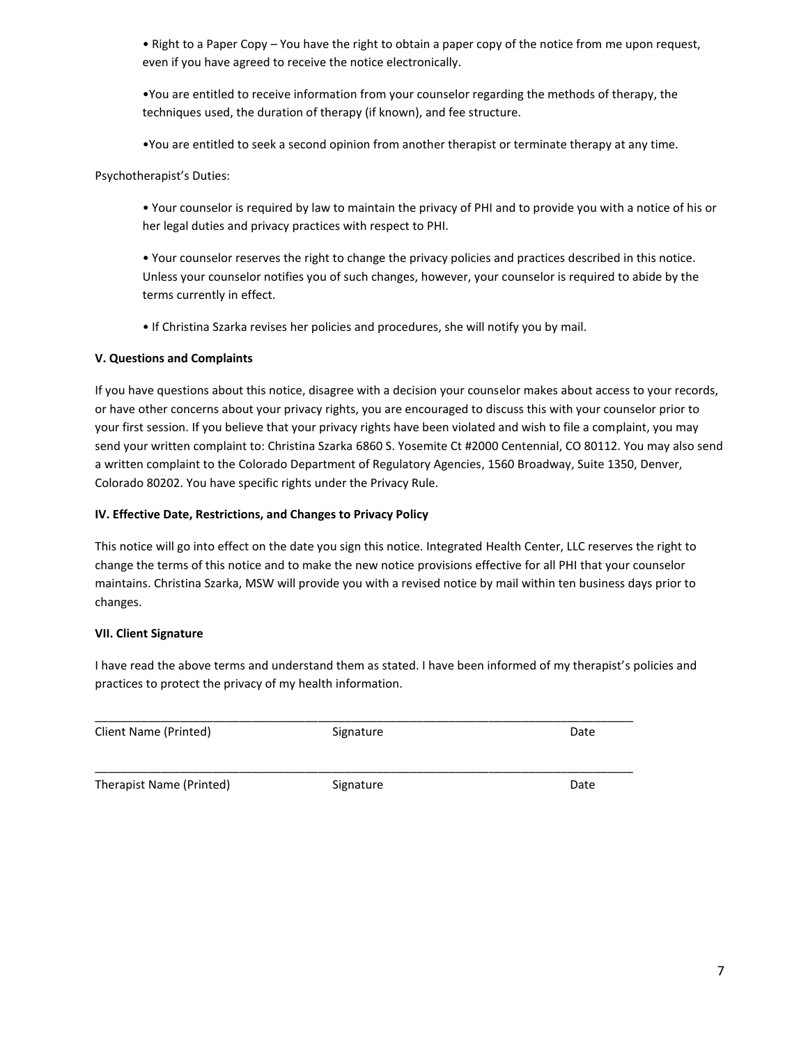- Right to a Paper Copy – You have the right to obtain a paper copy of the notice from me upon request, even if you have agreed to receive the notice electronically.

- You are entitled to receive information from your counselor regarding the methods of therapy, the techniques used, the duration of therapy (if known), and fee structure.

- You are entitled to seek a second opinion from another therapist or terminate therapy at any time.

Psychotherapist's Duties:

- Your counselor is required by law to maintain the privacy of PHI and to provide you with a notice of his or her legal duties and privacy practices with respect to PHI.

- Your counselor reserves the right to change the privacy policies and practices described in this notice. Unless your counselor notifies you of such changes, however, your counselor is required to abide by the terms currently in effect.

- If Christina Szarka revises her policies and procedures, she will notify you by mail.

**V. Questions and Complaints**

If you have questions about this notice, disagree with a decision your counselor makes about access to your records, or have other concerns about your privacy rights, you are encouraged to discuss this with your counselor prior to your first session. If you believe that your privacy rights have been violated and wish to file a complaint, you may send your written complaint to: Christina Szarka 6860 S. Yosemite Ct #2000 Centennial, CO 80112. You may also send a written complaint to the Colorado Department of Regulatory Agencies, 1560 Broadway, Suite 1350, Denver, Colorado 80202. You have specific rights under the Privacy Rule.

**IV. Effective Date, Restrictions, and Changes to Privacy Policy**

This notice will go into effect on the date you sign this notice. Integrated Health Center, LLC reserves the right to change the terms of this notice and to make the new notice provisions effective for all PHI that your counselor maintains. Christina Szarka, MSW will provide you with a revised notice by mail within ten business days prior to changes.

**VII. Client Signature**

I have read the above terms and understand them as stated. I have been informed of my therapist's policies and practices to protect the privacy of my health information.

\_\_\_\_\_\_\_\_\_\_\_\_\_\_\_\_\_\_\_\_\_\_\_\_\_\_\_\_\_\_\_\_\_\_\_\_\_\_\_\_\_\_\_\_\_\_\_\_\_\_\_\_\_\_\_\_\_\_\_\_\_\_\_\_\_\_\_\_\_\_\_\_\_\_\_\_\_\_\_\_\_\_

Client Name (Printed)          Signature          Date

\_\_\_\_\_\_\_\_\_\_\_\_\_\_\_\_\_\_\_\_\_\_\_\_\_\_\_\_\_\_\_\_\_\_\_\_\_\_\_\_\_\_\_\_\_\_\_\_\_\_\_\_\_\_\_\_\_\_\_\_\_\_\_\_\_\_\_\_\_\_\_\_\_\_\_\_\_\_\_\_\_\_

Therapist Name (Printed)          Signature          Date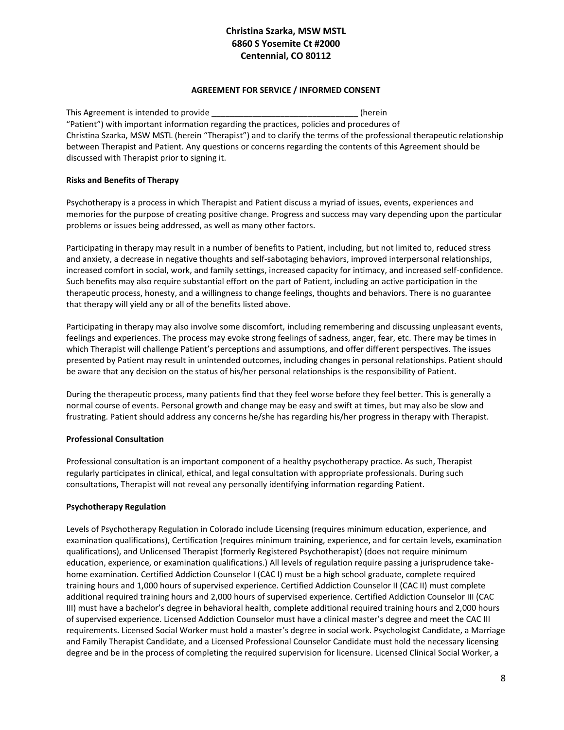**Christina Szarka, MSW MSTL**
**6860 S Yosemite Ct #2000**
**Centennial, CO 80112**

**AGREEMENT FOR SERVICE / INFORMED CONSENT**

This Agreement is intended to provide ________________________________ (herein "Patient") with important information regarding the practices, policies and procedures of Christina Szarka, MSW MSTL (herein "Therapist") and to clarify the terms of the professional therapeutic relationship between Therapist and Patient. Any questions or concerns regarding the contents of this Agreement should be discussed with Therapist prior to signing it.

**Risks and Benefits of Therapy**

Psychotherapy is a process in which Therapist and Patient discuss a myriad of issues, events, experiences and memories for the purpose of creating positive change. Progress and success may vary depending upon the particular problems or issues being addressed, as well as many other factors.

Participating in therapy may result in a number of benefits to Patient, including, but not limited to, reduced stress and anxiety, a decrease in negative thoughts and self-sabotaging behaviors, improved interpersonal relationships, increased comfort in social, work, and family settings, increased capacity for intimacy, and increased self-confidence. Such benefits may also require substantial effort on the part of Patient, including an active participation in the therapeutic process, honesty, and a willingness to change feelings, thoughts and behaviors. There is no guarantee that therapy will yield any or all of the benefits listed above.

Participating in therapy may also involve some discomfort, including remembering and discussing unpleasant events, feelings and experiences. The process may evoke strong feelings of sadness, anger, fear, etc. There may be times in which Therapist will challenge Patient's perceptions and assumptions, and offer different perspectives. The issues presented by Patient may result in unintended outcomes, including changes in personal relationships. Patient should be aware that any decision on the status of his/her personal relationships is the responsibility of Patient.

During the therapeutic process, many patients find that they feel worse before they feel better. This is generally a normal course of events. Personal growth and change may be easy and swift at times, but may also be slow and frustrating. Patient should address any concerns he/she has regarding his/her progress in therapy with Therapist.

**Professional Consultation**

Professional consultation is an important component of a healthy psychotherapy practice. As such, Therapist regularly participates in clinical, ethical, and legal consultation with appropriate professionals. During such consultations, Therapist will not reveal any personally identifying information regarding Patient.

**Psychotherapy Regulation**

Levels of Psychotherapy Regulation in Colorado include Licensing (requires minimum education, experience, and examination qualifications), Certification (requires minimum training, experience, and for certain levels, examination qualifications), and Unlicensed Therapist (formerly Registered Psychotherapist) (does not require minimum education, experience, or examination qualifications.) All levels of regulation require passing a jurisprudence take-home examination. Certified Addiction Counselor I (CAC I) must be a high school graduate, complete required training hours and 1,000 hours of supervised experience. Certified Addiction Counselor II (CAC II) must complete additional required training hours and 2,000 hours of supervised experience. Certified Addiction Counselor III (CAC III) must have a bachelor's degree in behavioral health, complete additional required training hours and 2,000 hours of supervised experience. Licensed Addiction Counselor must have a clinical master's degree and meet the CAC III requirements. Licensed Social Worker must hold a master's degree in social work. Psychologist Candidate, a Marriage and Family Therapist Candidate, and a Licensed Professional Counselor Candidate must hold the necessary licensing degree and be in the process of completing the required supervision for licensure. Licensed Clinical Social Worker, a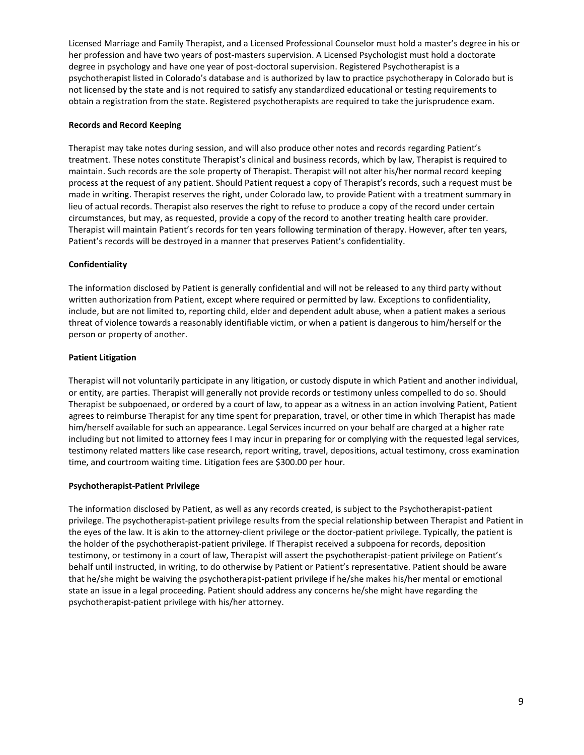Licensed Marriage and Family Therapist, and a Licensed Professional Counselor must hold a master's degree in his or her profession and have two years of post-masters supervision. A Licensed Psychologist must hold a doctorate degree in psychology and have one year of post-doctoral supervision. Registered Psychotherapist is a psychotherapist listed in Colorado's database and is authorized by law to practice psychotherapy in Colorado but is not licensed by the state and is not required to satisfy any standardized educational or testing requirements to obtain a registration from the state. Registered psychotherapists are required to take the jurisprudence exam.

**Records and Record Keeping**

Therapist may take notes during session, and will also produce other notes and records regarding Patient's treatment. These notes constitute Therapist's clinical and business records, which by law, Therapist is required to maintain. Such records are the sole property of Therapist. Therapist will not alter his/her normal record keeping process at the request of any patient. Should Patient request a copy of Therapist's records, such a request must be made in writing. Therapist reserves the right, under Colorado law, to provide Patient with a treatment summary in lieu of actual records. Therapist also reserves the right to refuse to produce a copy of the record under certain circumstances, but may, as requested, provide a copy of the record to another treating health care provider. Therapist will maintain Patient's records for ten years following termination of therapy. However, after ten years, Patient's records will be destroyed in a manner that preserves Patient's confidentiality.

**Confidentiality**

The information disclosed by Patient is generally confidential and will not be released to any third party without written authorization from Patient, except where required or permitted by law. Exceptions to confidentiality, include, but are not limited to, reporting child, elder and dependent adult abuse, when a patient makes a serious threat of violence towards a reasonably identifiable victim, or when a patient is dangerous to him/herself or the person or property of another.

**Patient Litigation**

Therapist will not voluntarily participate in any litigation, or custody dispute in which Patient and another individual, or entity, are parties. Therapist will generally not provide records or testimony unless compelled to do so. Should Therapist be subpoenaed, or ordered by a court of law, to appear as a witness in an action involving Patient, Patient agrees to reimburse Therapist for any time spent for preparation, travel, or other time in which Therapist has made him/herself available for such an appearance. Legal Services incurred on your behalf are charged at a higher rate including but not limited to attorney fees I may incur in preparing for or complying with the requested legal services, testimony related matters like case research, report writing, travel, depositions, actual testimony, cross examination time, and courtroom waiting time. Litigation fees are $300.00 per hour.

**Psychotherapist-Patient Privilege**

The information disclosed by Patient, as well as any records created, is subject to the Psychotherapist-patient privilege. The psychotherapist-patient privilege results from the special relationship between Therapist and Patient in the eyes of the law. It is akin to the attorney-client privilege or the doctor-patient privilege. Typically, the patient is the holder of the psychotherapist-patient privilege. If Therapist received a subpoena for records, deposition testimony, or testimony in a court of law, Therapist will assert the psychotherapist-patient privilege on Patient's behalf until instructed, in writing, to do otherwise by Patient or Patient's representative. Patient should be aware that he/she might be waiving the psychotherapist-patient privilege if he/she makes his/her mental or emotional state an issue in a legal proceeding. Patient should address any concerns he/she might have regarding the psychotherapist-patient privilege with his/her attorney.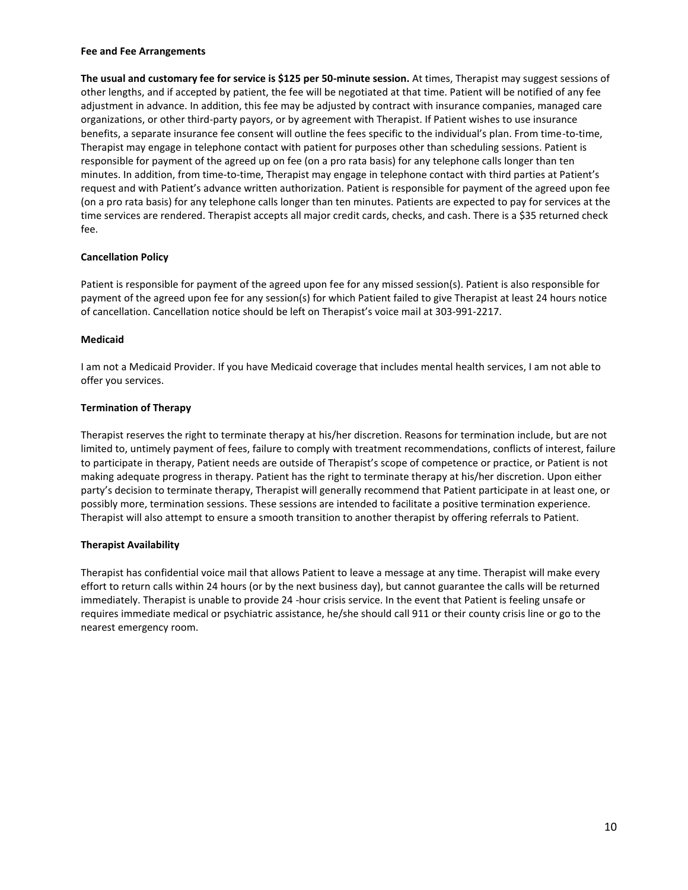**Fee and Fee Arrangements**

**The usual and customary fee for service is $125 per 50-minute session.** At times, Therapist may suggest sessions of other lengths, and if accepted by patient, the fee will be negotiated at that time. Patient will be notified of any fee adjustment in advance. In addition, this fee may be adjusted by contract with insurance companies, managed care organizations, or other third-party payors, or by agreement with Therapist. If Patient wishes to use insurance benefits, a separate insurance fee consent will outline the fees specific to the individual's plan. From time-to-time, Therapist may engage in telephone contact with patient for purposes other than scheduling sessions. Patient is responsible for payment of the agreed up on fee (on a pro rata basis) for any telephone calls longer than ten minutes. In addition, from time-to-time, Therapist may engage in telephone contact with third parties at Patient's request and with Patient's advance written authorization. Patient is responsible for payment of the agreed upon fee (on a pro rata basis) for any telephone calls longer than ten minutes. Patients are expected to pay for services at the time services are rendered. Therapist accepts all major credit cards, checks, and cash. There is a $35 returned check fee.

**Cancellation Policy**

Patient is responsible for payment of the agreed upon fee for any missed session(s). Patient is also responsible for payment of the agreed upon fee for any session(s) for which Patient failed to give Therapist at least 24 hours notice of cancellation. Cancellation notice should be left on Therapist's voice mail at 303-991-2217.

**Medicaid**

I am not a Medicaid Provider. If you have Medicaid coverage that includes mental health services, I am not able to offer you services.

**Termination of Therapy**

Therapist reserves the right to terminate therapy at his/her discretion. Reasons for termination include, but are not limited to, untimely payment of fees, failure to comply with treatment recommendations, conflicts of interest, failure to participate in therapy, Patient needs are outside of Therapist's scope of competence or practice, or Patient is not making adequate progress in therapy. Patient has the right to terminate therapy at his/her discretion. Upon either party's decision to terminate therapy, Therapist will generally recommend that Patient participate in at least one, or possibly more, termination sessions. These sessions are intended to facilitate a positive termination experience. Therapist will also attempt to ensure a smooth transition to another therapist by offering referrals to Patient.

**Therapist Availability**

Therapist has confidential voice mail that allows Patient to leave a message at any time. Therapist will make every effort to return calls within 24 hours (or by the next business day), but cannot guarantee the calls will be returned immediately. Therapist is unable to provide 24 -hour crisis service. In the event that Patient is feeling unsafe or requires immediate medical or psychiatric assistance, he/she should call 911 or their county crisis line or go to the nearest emergency room.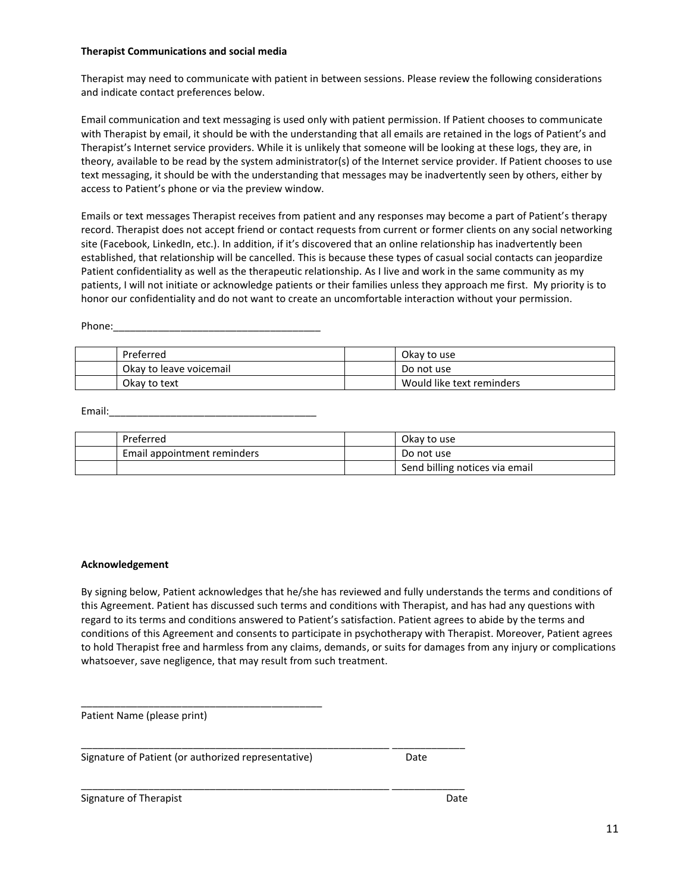**Therapist Communications and social media**

Therapist may need to communicate with patient in between sessions. Please review the following considerations and indicate contact preferences below.

Email communication and text messaging is used only with patient permission. If Patient chooses to communicate with Therapist by email, it should be with the understanding that all emails are retained in the logs of Patient's and Therapist's Internet service providers. While it is unlikely that someone will be looking at these logs, they are, in theory, available to be read by the system administrator(s) of the Internet service provider. If Patient chooses to use text messaging, it should be with the understanding that messages may be inadvertently seen by others, either by access to Patient's phone or via the preview window.

Emails or text messages Therapist receives from patient and any responses may become a part of Patient's therapy record. Therapist does not accept friend or contact requests from current or former clients on any social networking site (Facebook, LinkedIn, etc.). In addition, if it's discovered that an online relationship has inadvertently been established, that relationship will be cancelled. This is because these types of casual social contacts can jeopardize Patient confidentiality as well as the therapeutic relationship. As I live and work in the same community as my patients, I will not initiate or acknowledge patients or their families unless they approach me first. My priority is to honor our confidentiality and do not want to create an uncomfortable interaction without your permission.

Phone:_______________________________________

| | | | |
|---|---|---|---|
| | Preferred | | Okay to use |
| | Okay to leave voicemail | | Do not use |
| | Okay to text | | Would like text reminders |

Email:_______________________________________

| | | | |
|---|---|---|---|
| | Preferred | | Okay to use |
| | Email appointment reminders | | Do not use |
| | | | Send billing notices via email |

**Acknowledgement**

By signing below, Patient acknowledges that he/she has reviewed and fully understands the terms and conditions of this Agreement. Patient has discussed such terms and conditions with Therapist, and has had any questions with regard to its terms and conditions answered to Patient's satisfaction. Patient agrees to abide by the terms and conditions of this Agreement and consents to participate in psychotherapy with Therapist. Moreover, Patient agrees to hold Therapist free and harmless from any claims, demands, or suits for damages from any injury or complications whatsoever, save negligence, that may result from such treatment.

_____________________________________________
Patient Name (please print)

_________________________________________________________ _____________
Signature of Patient (or authorized representative) Date

_________________________________________________________ _____________
Signature of Therapist Date